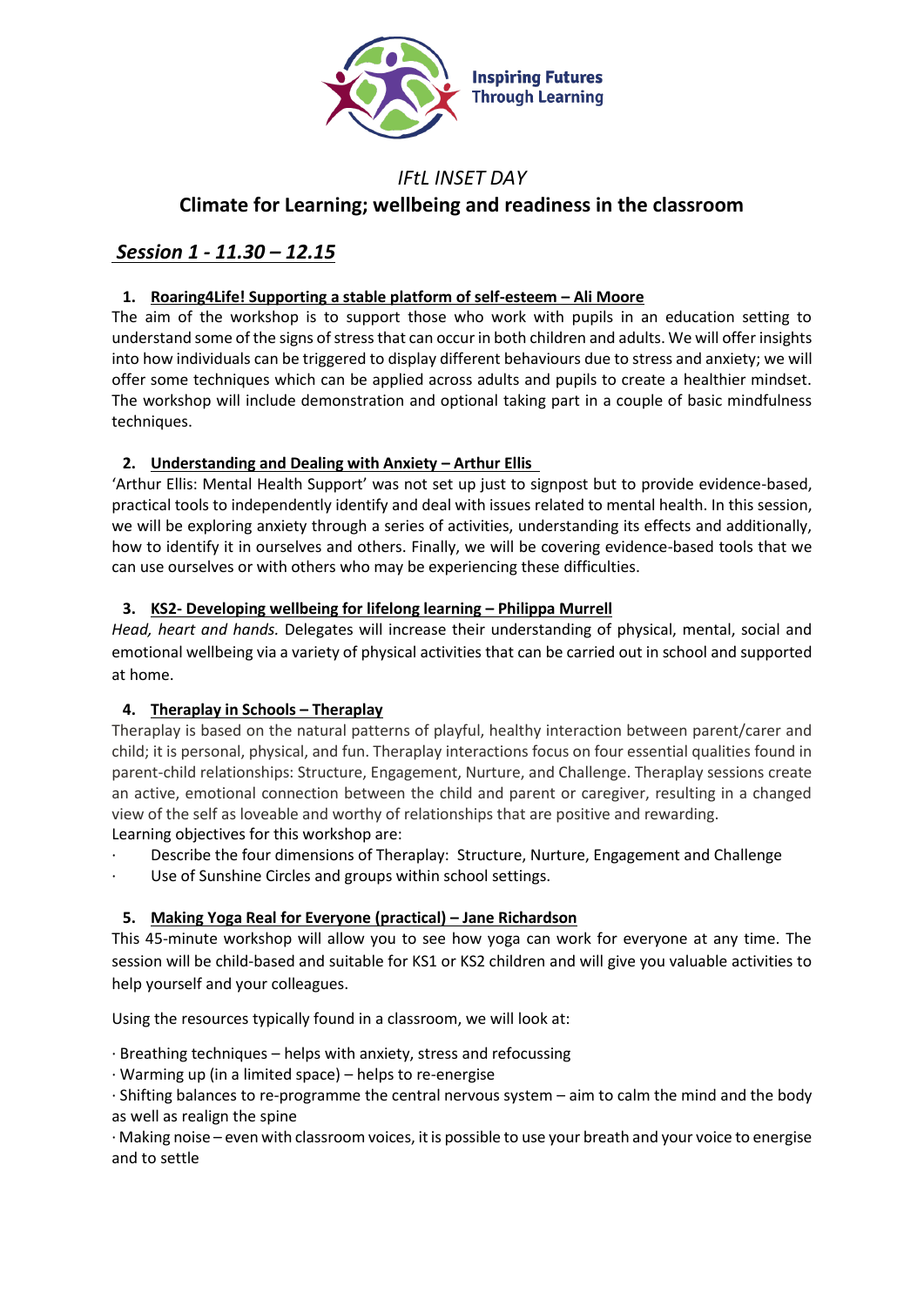Inspiring Futures Through Learning

*IFtL INSET DAY*

# Climate for Learning; wellbeing and readiness in the classroom

## *Session 1 - 11.30 – 12.15*

### 1. Roaring4Life! Supporting a stable platform of self-esteem – Ali Moore

The aim of the workshop is to support those who work with pupils in an education setting to understand some of the signs of stress that can occur in both children and adults. We will offer insights into how individuals can be triggered to display different behaviours due to stress and anxiety; we will offer some techniques which can be applied across adults and pupils to create a healthier mindset. The workshop will include demonstration and optional taking part in a couple of basic mindfulness techniques.

### 2. Understanding and Dealing with Anxiety – Arthur Ellis

'Arthur Ellis: Mental Health Support' was not set up just to signpost but to provide evidence-based, practical tools to independently identify and deal with issues related to mental health. In this session, we will be exploring anxiety through a series of activities, understanding its effects and additionally, how to identify it in ourselves and others. Finally, we will be covering evidence-based tools that we can use ourselves or with others who may be experiencing these difficulties.

### 3. KS2- Developing wellbeing for lifelong learning – Philippa Murrell

*Head, heart and hands.* Delegates will increase their understanding of physical, mental, social and emotional wellbeing via a variety of physical activities that can be carried out in school and supported at home.

### 4. Theraplay in Schools – Theraplay

Theraplay is based on the natural patterns of playful, healthy interaction between parent/carer and child; it is personal, physical, and fun. Theraplay interactions focus on four essential qualities found in parent-child relationships: Structure, Engagement, Nurture, and Challenge. Theraplay sessions create an active, emotional connection between the child and parent or caregiver, resulting in a changed view of the self as loveable and worthy of relationships that are positive and rewarding.

Learning objectives for this workshop are:

- Describe the four dimensions of Theraplay: Structure, Nurture, Engagement and Challenge
- Use of Sunshine Circles and groups within school settings.

### 5. Making Yoga Real for Everyone (practical) – Jane Richardson

This 45-minute workshop will allow you to see how yoga can work for everyone at any time. The session will be child-based and suitable for KS1 or KS2 children and will give you valuable activities to help yourself and your colleagues.

Using the resources typically found in a classroom, we will look at:

- Breathing techniques – helps with anxiety, stress and refocussing
- Warming up (in a limited space) – helps to re-energise
- Shifting balances to re-programme the central nervous system – aim to calm the mind and the body as well as realign the spine
- Making noise – even with classroom voices, it is possible to use your breath and your voice to energise and to settle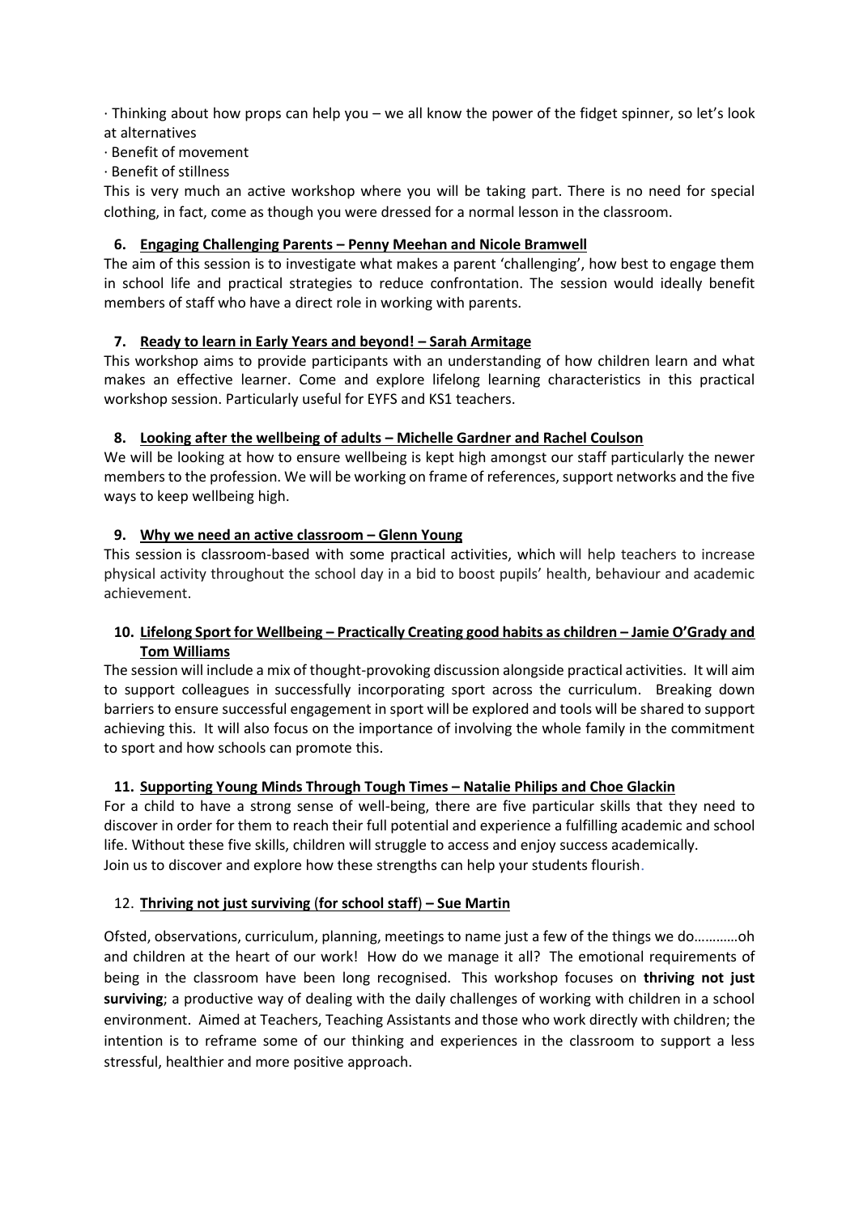· Thinking about how props can help you – we all know the power of the fidget spinner, so let's look at alternatives

· Benefit of movement

· Benefit of stillness

This is very much an active workshop where you will be taking part. There is no need for special clothing, in fact, come as though you were dressed for a normal lesson in the classroom.

**6. Engaging Challenging Parents – Penny Meehan and Nicole Bramwell**

The aim of this session is to investigate what makes a parent 'challenging', how best to engage them in school life and practical strategies to reduce confrontation. The session would ideally benefit members of staff who have a direct role in working with parents.

**7. Ready to learn in Early Years and beyond! – Sarah Armitage**

This workshop aims to provide participants with an understanding of how children learn and what makes an effective learner. Come and explore lifelong learning characteristics in this practical workshop session. Particularly useful for EYFS and KS1 teachers.

**8. Looking after the wellbeing of adults – Michelle Gardner and Rachel Coulson**

We will be looking at how to ensure wellbeing is kept high amongst our staff particularly the newer members to the profession. We will be working on frame of references, support networks and the five ways to keep wellbeing high.

**9. Why we need an active classroom – Glenn Young**

This session is classroom-based with some practical activities, which will help teachers to increase physical activity throughout the school day in a bid to boost pupils' health, behaviour and academic achievement.

**10. Lifelong Sport for Wellbeing – Practically Creating good habits as children – Jamie O'Grady and Tom Williams**

The session will include a mix of thought-provoking discussion alongside practical activities. It will aim to support colleagues in successfully incorporating sport across the curriculum. Breaking down barriers to ensure successful engagement in sport will be explored and tools will be shared to support achieving this. It will also focus on the importance of involving the whole family in the commitment to sport and how schools can promote this.

**11. Supporting Young Minds Through Tough Times – Natalie Philips and Choe Glackin**

For a child to have a strong sense of well-being, there are five particular skills that they need to discover in order for them to reach their full potential and experience a fulfilling academic and school life. Without these five skills, children will struggle to access and enjoy success academically.
Join us to discover and explore how these strengths can help your students flourish.

**12. Thriving not just surviving (for school staff) – Sue Martin**

Ofsted, observations, curriculum, planning, meetings to name just a few of the things we do…………oh and children at the heart of our work! How do we manage it all? The emotional requirements of being in the classroom have been long recognised. This workshop focuses on **thriving not just surviving**; a productive way of dealing with the daily challenges of working with children in a school environment. Aimed at Teachers, Teaching Assistants and those who work directly with children; the intention is to reframe some of our thinking and experiences in the classroom to support a less stressful, healthier and more positive approach.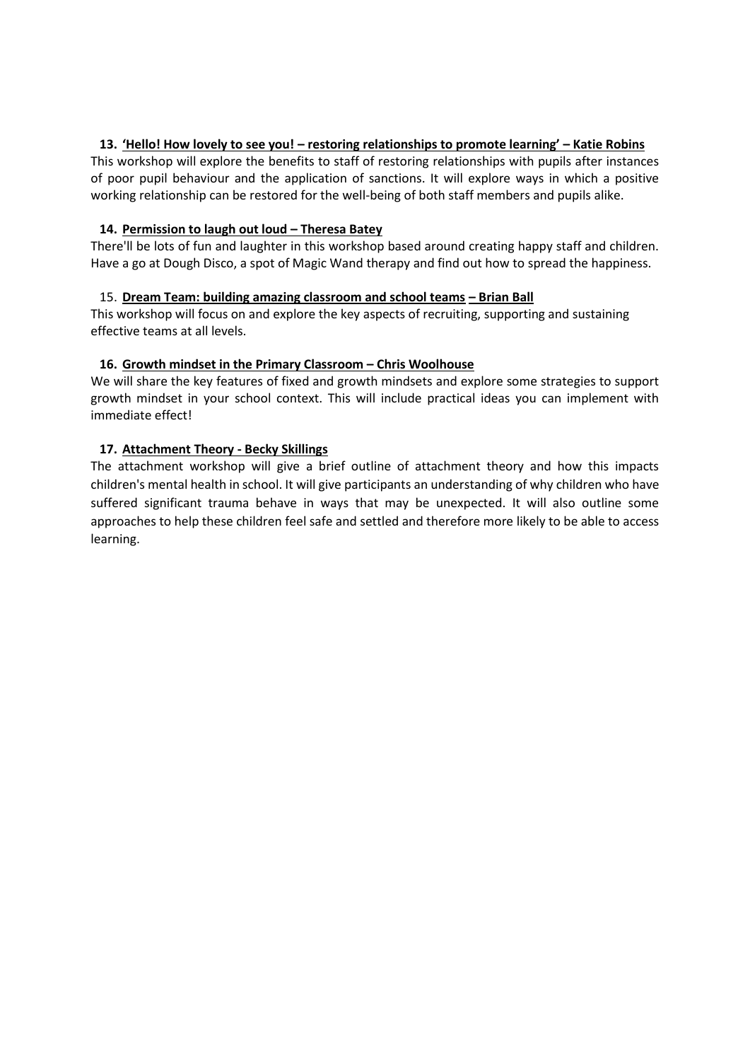13. **‘Hello! How lovely to see you! – restoring relationships to promote learning’ – Katie Robins**

This workshop will explore the benefits to staff of restoring relationships with pupils after instances of poor pupil behaviour and the application of sanctions. It will explore ways in which a positive working relationship can be restored for the well-being of both staff members and pupils alike.

14. **Permission to laugh out loud – Theresa Batey**

There'll be lots of fun and laughter in this workshop based around creating happy staff and children. Have a go at Dough Disco, a spot of Magic Wand therapy and find out how to spread the happiness.

15. **Dream Team: building amazing classroom and school teams – Brian Ball**

This workshop will focus on and explore the key aspects of recruiting, supporting and sustaining effective teams at all levels.

16. **Growth mindset in the Primary Classroom – Chris Woolhouse**

We will share the key features of fixed and growth mindsets and explore some strategies to support growth mindset in your school context. This will include practical ideas you can implement with immediate effect!

17. **Attachment Theory - Becky Skillings**

The attachment workshop will give a brief outline of attachment theory and how this impacts children's mental health in school. It will give participants an understanding of why children who have suffered significant trauma behave in ways that may be unexpected. It will also outline some approaches to help these children feel safe and settled and therefore more likely to be able to access learning.